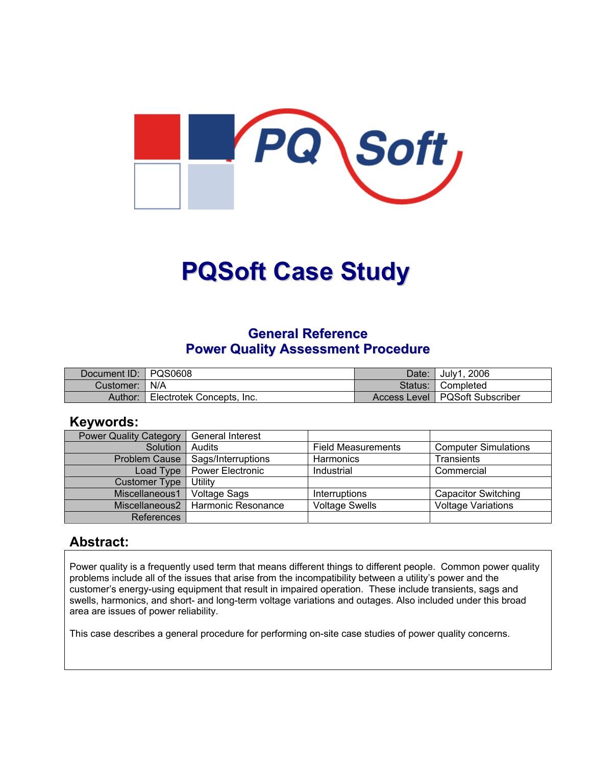# PQSoft Case Study

## General Reference
## Power Quality Assessment Procedure

| Document ID: | PQS0608 | Date: | July1, 2006 |
|---|---|---|---|
| Customer: | N/A | Status: | Completed |
| Author: | Electrotek Concepts, Inc. | Access Level | PQSoft Subscriber |

## Keywords:

| Power Quality Category | General Interest | | |
|---|---|---|---|
| Solution | Audits | Field Measurements | Computer Simulations |
| Problem Cause | Sags/Interruptions | Harmonics | Transients |
| Load Type | Power Electronic | Industrial | Commercial |
| Customer Type | Utility | | |
| Miscellaneous1 | Voltage Sags | Interruptions | Capacitor Switching |
| Miscellaneous2 | Harmonic Resonance | Voltage Swells | Voltage Variations |
| References | | | |

## Abstract:

Power quality is a frequently used term that means different things to different people. Common power quality problems include all of the issues that arise from the incompatibility between a utility's power and the customer's energy-using equipment that result in impaired operation. These include transients, sags and swells, harmonics, and short- and long-term voltage variations and outages. Also included under this broad area are issues of power reliability.

This case describes a general procedure for performing on-site case studies of power quality concerns.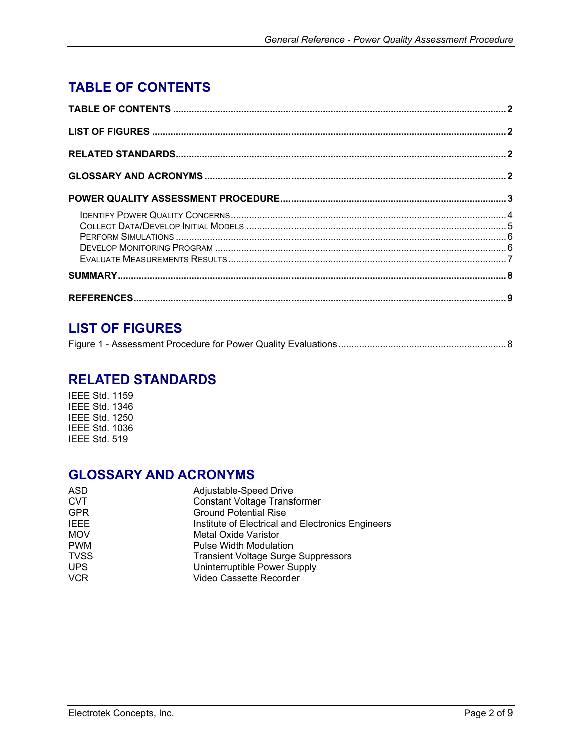## TABLE OF CONTENTS

**TABLE OF CONTENTS** .......... **2**

**LIST OF FIGURES** .......... **2**

**RELATED STANDARDS** .......... **2**

**GLOSSARY AND ACRONYMS** .......... **2**

**POWER QUALITY ASSESSMENT PROCEDURE** .......... **3**

- IDENTIFY POWER QUALITY CONCERNS .......... 4
- COLLECT DATA/DEVELOP INITIAL MODELS .......... 5
- PERFORM SIMULATIONS .......... 6
- DEVELOP MONITORING PROGRAM .......... 6
- EVALUATE MEASUREMENTS RESULTS .......... 7

**SUMMARY** .......... **8**

**REFERENCES** .......... **9**

## LIST OF FIGURES

Figure 1 - Assessment Procedure for Power Quality Evaluations .......... 8

## RELATED STANDARDS

IEEE Std. 1159
IEEE Std. 1346
IEEE Std. 1250
IEEE Std. 1036
IEEE Std. 519

## GLOSSARY AND ACRONYMS

| | |
|---|---|
| ASD | Adjustable-Speed Drive |
| CVT | Constant Voltage Transformer |
| GPR | Ground Potential Rise |
| IEEE | Institute of Electrical and Electronics Engineers |
| MOV | Metal Oxide Varistor |
| PWM | Pulse Width Modulation |
| TVSS | Transient Voltage Surge Suppressors |
| UPS | Uninterruptible Power Supply |
| VCR | Video Cassette Recorder |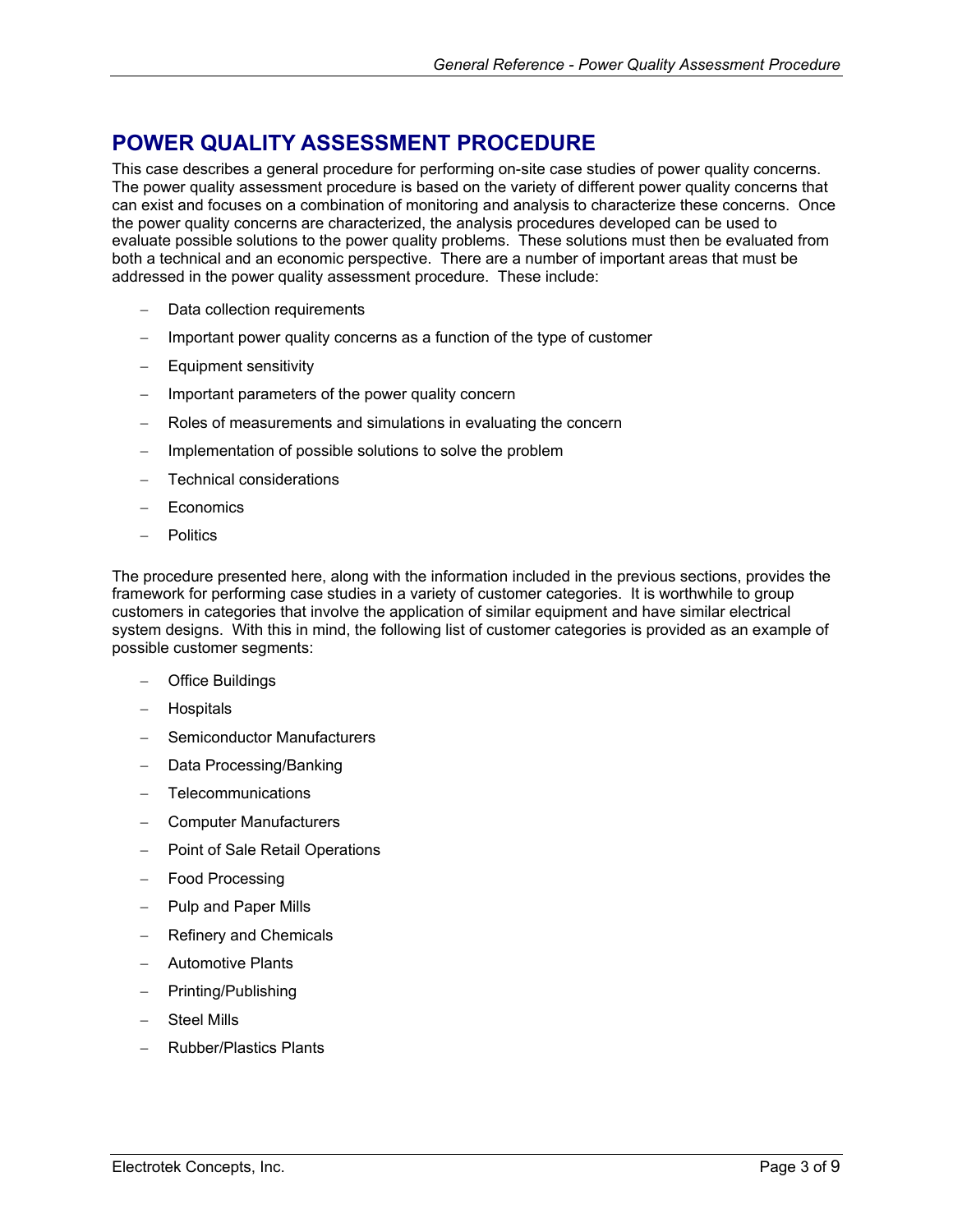# POWER QUALITY ASSESSMENT PROCEDURE

This case describes a general procedure for performing on-site case studies of power quality concerns. The power quality assessment procedure is based on the variety of different power quality concerns that can exist and focuses on a combination of monitoring and analysis to characterize these concerns. Once the power quality concerns are characterized, the analysis procedures developed can be used to evaluate possible solutions to the power quality problems. These solutions must then be evaluated from both a technical and an economic perspective. There are a number of important areas that must be addressed in the power quality assessment procedure. These include:

- Data collection requirements
- Important power quality concerns as a function of the type of customer
- Equipment sensitivity
- Important parameters of the power quality concern
- Roles of measurements and simulations in evaluating the concern
- Implementation of possible solutions to solve the problem
- Technical considerations
- Economics
- Politics

The procedure presented here, along with the information included in the previous sections, provides the framework for performing case studies in a variety of customer categories. It is worthwhile to group customers in categories that involve the application of similar equipment and have similar electrical system designs. With this in mind, the following list of customer categories is provided as an example of possible customer segments:

- Office Buildings
- Hospitals
- Semiconductor Manufacturers
- Data Processing/Banking
- Telecommunications
- Computer Manufacturers
- Point of Sale Retail Operations
- Food Processing
- Pulp and Paper Mills
- Refinery and Chemicals
- Automotive Plants
- Printing/Publishing
- Steel Mills
- Rubber/Plastics Plants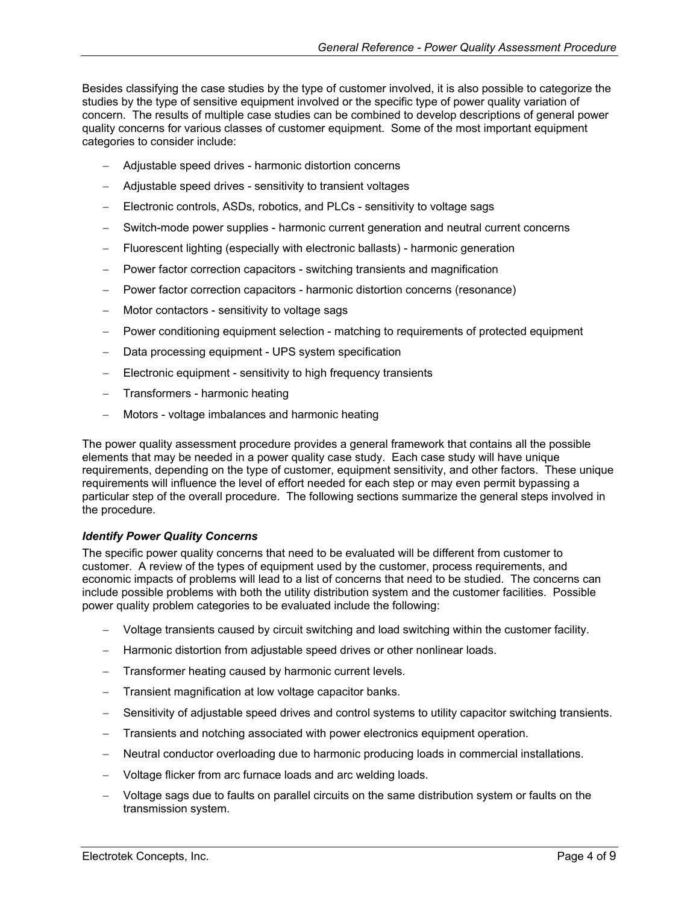Besides classifying the case studies by the type of customer involved, it is also possible to categorize the studies by the type of sensitive equipment involved or the specific type of power quality variation of concern. The results of multiple case studies can be combined to develop descriptions of general power quality concerns for various classes of customer equipment. Some of the most important equipment categories to consider include:

- Adjustable speed drives - harmonic distortion concerns
- Adjustable speed drives - sensitivity to transient voltages
- Electronic controls, ASDs, robotics, and PLCs - sensitivity to voltage sags
- Switch-mode power supplies - harmonic current generation and neutral current concerns
- Fluorescent lighting (especially with electronic ballasts) - harmonic generation
- Power factor correction capacitors - switching transients and magnification
- Power factor correction capacitors - harmonic distortion concerns (resonance)
- Motor contactors - sensitivity to voltage sags
- Power conditioning equipment selection - matching to requirements of protected equipment
- Data processing equipment - UPS system specification
- Electronic equipment - sensitivity to high frequency transients
- Transformers - harmonic heating
- Motors - voltage imbalances and harmonic heating

The power quality assessment procedure provides a general framework that contains all the possible elements that may be needed in a power quality case study. Each case study will have unique requirements, depending on the type of customer, equipment sensitivity, and other factors. These unique requirements will influence the level of effort needed for each step or may even permit bypassing a particular step of the overall procedure. The following sections summarize the general steps involved in the procedure.

### *Identify Power Quality Concerns*

The specific power quality concerns that need to be evaluated will be different from customer to customer. A review of the types of equipment used by the customer, process requirements, and economic impacts of problems will lead to a list of concerns that need to be studied. The concerns can include possible problems with both the utility distribution system and the customer facilities. Possible power quality problem categories to be evaluated include the following:

- Voltage transients caused by circuit switching and load switching within the customer facility.
- Harmonic distortion from adjustable speed drives or other nonlinear loads.
- Transformer heating caused by harmonic current levels.
- Transient magnification at low voltage capacitor banks.
- Sensitivity of adjustable speed drives and control systems to utility capacitor switching transients.
- Transients and notching associated with power electronics equipment operation.
- Neutral conductor overloading due to harmonic producing loads in commercial installations.
- Voltage flicker from arc furnace loads and arc welding loads.
- Voltage sags due to faults on parallel circuits on the same distribution system or faults on the transmission system.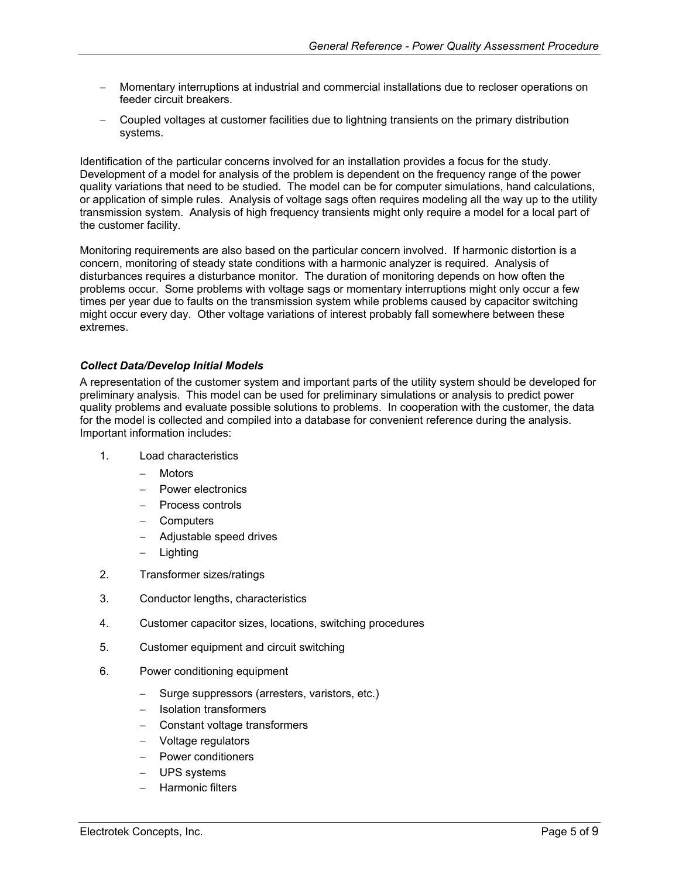- Momentary interruptions at industrial and commercial installations due to recloser operations on feeder circuit breakers.
- Coupled voltages at customer facilities due to lightning transients on the primary distribution systems.

Identification of the particular concerns involved for an installation provides a focus for the study. Development of a model for analysis of the problem is dependent on the frequency range of the power quality variations that need to be studied. The model can be for computer simulations, hand calculations, or application of simple rules. Analysis of voltage sags often requires modeling all the way up to the utility transmission system. Analysis of high frequency transients might only require a model for a local part of the customer facility.

Monitoring requirements are also based on the particular concern involved. If harmonic distortion is a concern, monitoring of steady state conditions with a harmonic analyzer is required. Analysis of disturbances requires a disturbance monitor. The duration of monitoring depends on how often the problems occur. Some problems with voltage sags or momentary interruptions might only occur a few times per year due to faults on the transmission system while problems caused by capacitor switching might occur every day. Other voltage variations of interest probably fall somewhere between these extremes.

### *Collect Data/Develop Initial Models*

A representation of the customer system and important parts of the utility system should be developed for preliminary analysis. This model can be used for preliminary simulations or analysis to predict power quality problems and evaluate possible solutions to problems. In cooperation with the customer, the data for the model is collected and compiled into a database for convenient reference during the analysis. Important information includes:

1. Load characteristics
   - Motors
   - Power electronics
   - Process controls
   - Computers
   - Adjustable speed drives
   - Lighting
2. Transformer sizes/ratings
3. Conductor lengths, characteristics
4. Customer capacitor sizes, locations, switching procedures
5. Customer equipment and circuit switching
6. Power conditioning equipment
   - Surge suppressors (arresters, varistors, etc.)
   - Isolation transformers
   - Constant voltage transformers
   - Voltage regulators
   - Power conditioners
   - UPS systems
   - Harmonic filters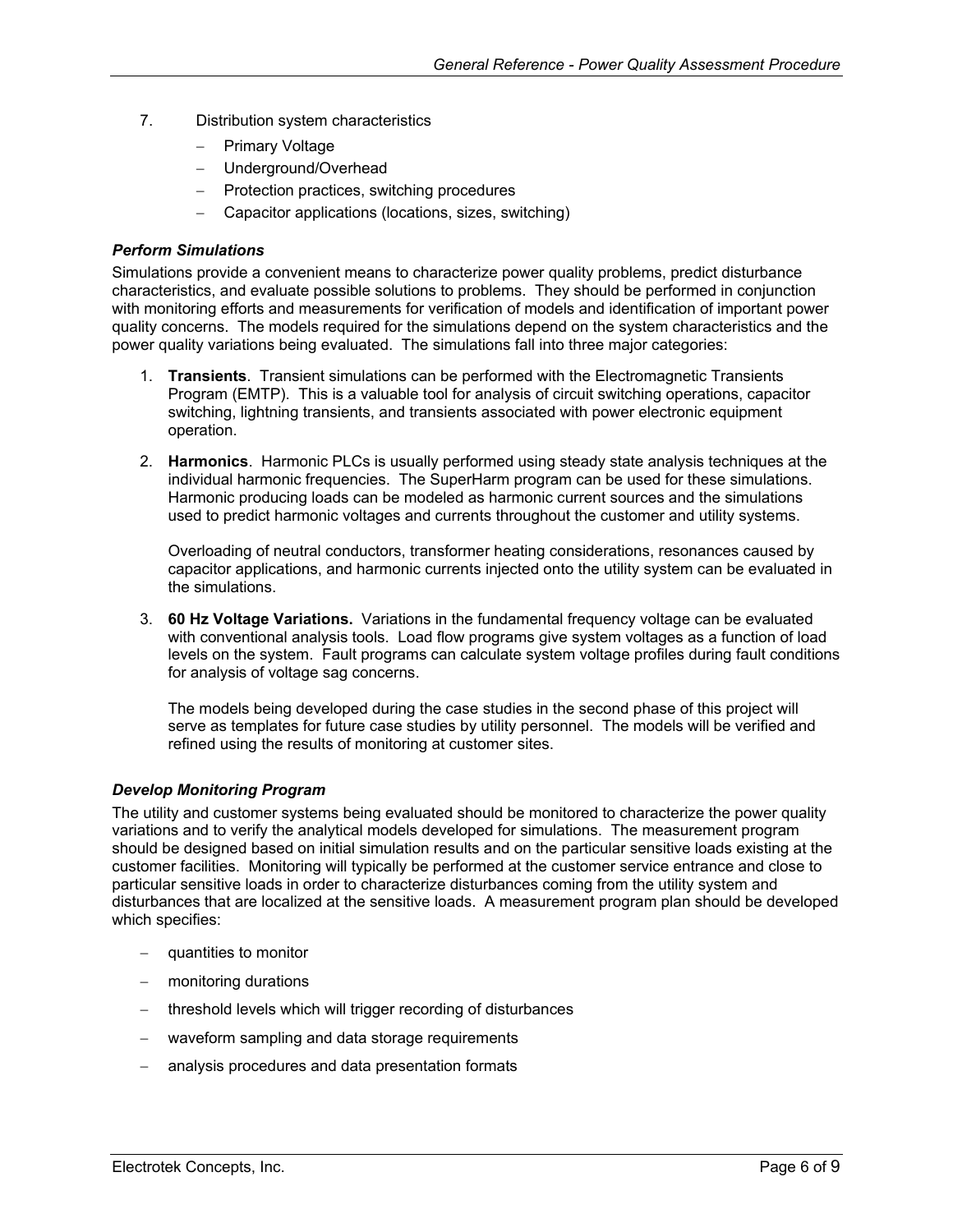7. Distribution system characteristics
   - Primary Voltage
   - Underground/Overhead
   - Protection practices, switching procedures
   - Capacitor applications (locations, sizes, switching)

### *Perform Simulations*

Simulations provide a convenient means to characterize power quality problems, predict disturbance characteristics, and evaluate possible solutions to problems. They should be performed in conjunction with monitoring efforts and measurements for verification of models and identification of important power quality concerns. The models required for the simulations depend on the system characteristics and the power quality variations being evaluated. The simulations fall into three major categories:

1. **Transients**. Transient simulations can be performed with the Electromagnetic Transients Program (EMTP). This is a valuable tool for analysis of circuit switching operations, capacitor switching, lightning transients, and transients associated with power electronic equipment operation.

2. **Harmonics**. Harmonic PLCs is usually performed using steady state analysis techniques at the individual harmonic frequencies. The SuperHarm program can be used for these simulations. Harmonic producing loads can be modeled as harmonic current sources and the simulations used to predict harmonic voltages and currents throughout the customer and utility systems.

   Overloading of neutral conductors, transformer heating considerations, resonances caused by capacitor applications, and harmonic currents injected onto the utility system can be evaluated in the simulations.

3. **60 Hz Voltage Variations.** Variations in the fundamental frequency voltage can be evaluated with conventional analysis tools. Load flow programs give system voltages as a function of load levels on the system. Fault programs can calculate system voltage profiles during fault conditions for analysis of voltage sag concerns.

   The models being developed during the case studies in the second phase of this project will serve as templates for future case studies by utility personnel. The models will be verified and refined using the results of monitoring at customer sites.

### *Develop Monitoring Program*

The utility and customer systems being evaluated should be monitored to characterize the power quality variations and to verify the analytical models developed for simulations. The measurement program should be designed based on initial simulation results and on the particular sensitive loads existing at the customer facilities. Monitoring will typically be performed at the customer service entrance and close to particular sensitive loads in order to characterize disturbances coming from the utility system and disturbances that are localized at the sensitive loads. A measurement program plan should be developed which specifies:

- quantities to monitor
- monitoring durations
- threshold levels which will trigger recording of disturbances
- waveform sampling and data storage requirements
- analysis procedures and data presentation formats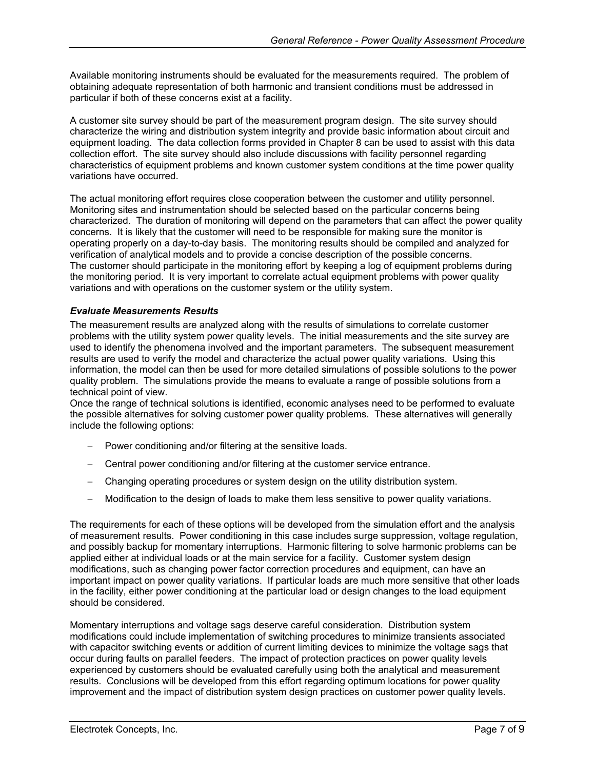Available monitoring instruments should be evaluated for the measurements required. The problem of obtaining adequate representation of both harmonic and transient conditions must be addressed in particular if both of these concerns exist at a facility.

A customer site survey should be part of the measurement program design. The site survey should characterize the wiring and distribution system integrity and provide basic information about circuit and equipment loading. The data collection forms provided in Chapter 8 can be used to assist with this data collection effort. The site survey should also include discussions with facility personnel regarding characteristics of equipment problems and known customer system conditions at the time power quality variations have occurred.

The actual monitoring effort requires close cooperation between the customer and utility personnel. Monitoring sites and instrumentation should be selected based on the particular concerns being characterized. The duration of monitoring will depend on the parameters that can affect the power quality concerns. It is likely that the customer will need to be responsible for making sure the monitor is operating properly on a day-to-day basis. The monitoring results should be compiled and analyzed for verification of analytical models and to provide a concise description of the possible concerns. The customer should participate in the monitoring effort by keeping a log of equipment problems during the monitoring period. It is very important to correlate actual equipment problems with power quality variations and with operations on the customer system or the utility system.

### *Evaluate Measurements Results*

The measurement results are analyzed along with the results of simulations to correlate customer problems with the utility system power quality levels. The initial measurements and the site survey are used to identify the phenomena involved and the important parameters. The subsequent measurement results are used to verify the model and characterize the actual power quality variations. Using this information, the model can then be used for more detailed simulations of possible solutions to the power quality problem. The simulations provide the means to evaluate a range of possible solutions from a technical point of view.

Once the range of technical solutions is identified, economic analyses need to be performed to evaluate the possible alternatives for solving customer power quality problems. These alternatives will generally include the following options:

- Power conditioning and/or filtering at the sensitive loads.
- Central power conditioning and/or filtering at the customer service entrance.
- Changing operating procedures or system design on the utility distribution system.
- Modification to the design of loads to make them less sensitive to power quality variations.

The requirements for each of these options will be developed from the simulation effort and the analysis of measurement results. Power conditioning in this case includes surge suppression, voltage regulation, and possibly backup for momentary interruptions. Harmonic filtering to solve harmonic problems can be applied either at individual loads or at the main service for a facility. Customer system design modifications, such as changing power factor correction procedures and equipment, can have an important impact on power quality variations. If particular loads are much more sensitive that other loads in the facility, either power conditioning at the particular load or design changes to the load equipment should be considered.

Momentary interruptions and voltage sags deserve careful consideration. Distribution system modifications could include implementation of switching procedures to minimize transients associated with capacitor switching events or addition of current limiting devices to minimize the voltage sags that occur during faults on parallel feeders. The impact of protection practices on power quality levels experienced by customers should be evaluated carefully using both the analytical and measurement results. Conclusions will be developed from this effort regarding optimum locations for power quality improvement and the impact of distribution system design practices on customer power quality levels.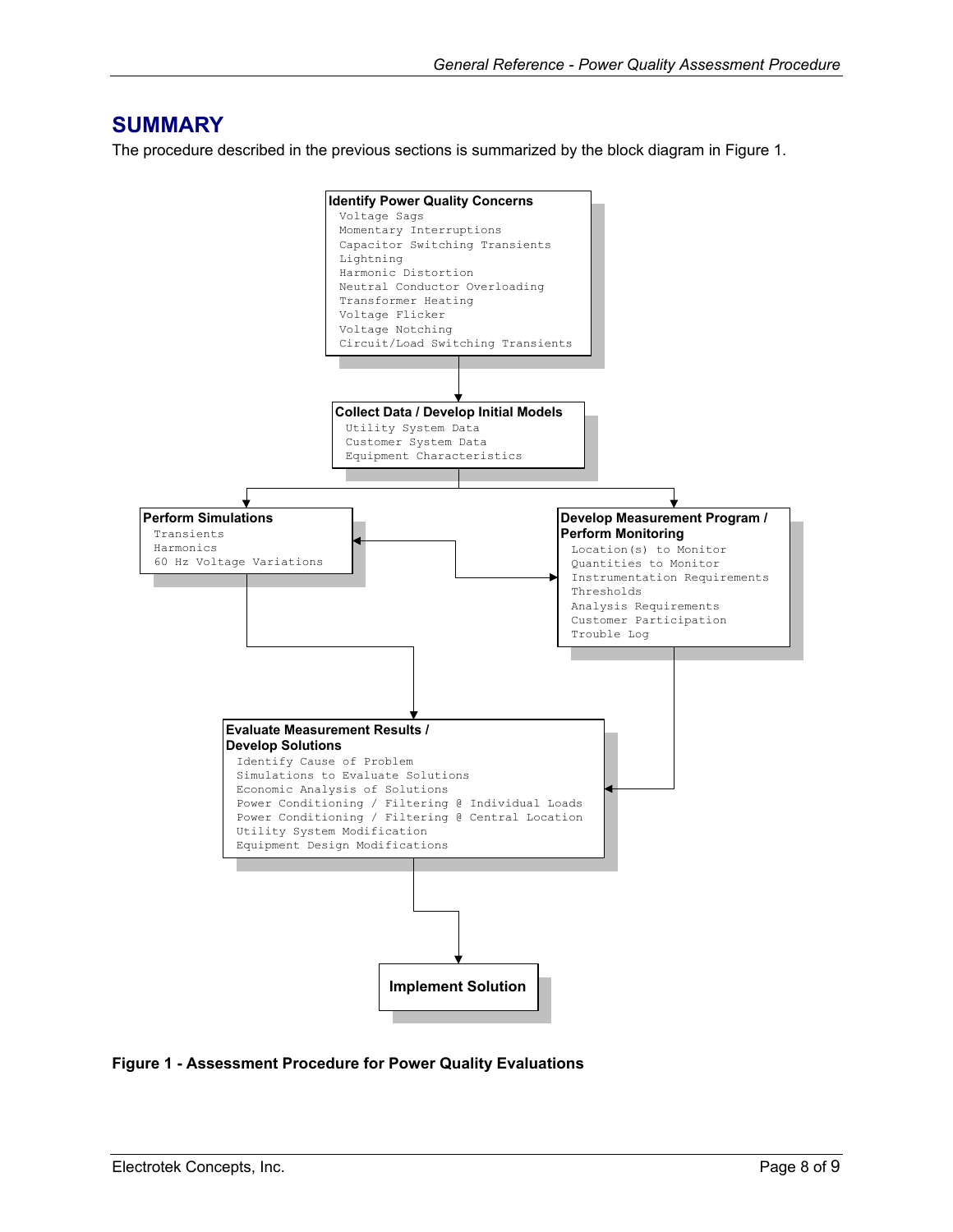## SUMMARY

The procedure described in the previous sections is summarized by the block diagram in Figure 1.

**Identify Power Quality Concerns**
- Voltage Sags
- Momentary Interruptions
- Capacitor Switching Transients
- Lightning
- Harmonic Distortion
- Neutral Conductor Overloading
- Transformer Heating
- Voltage Flicker
- Voltage Notching
- Circuit/Load Switching Transients

**Collect Data / Develop Initial Models**
- Utility System Data
- Customer System Data
- Equipment Characteristics

**Perform Simulations**
- Transients
- Harmonics
- 60 Hz Voltage Variations

**Develop Measurement Program / Perform Monitoring**
- Location(s) to Monitor
- Quantities to Monitor
- Instrumentation Requirements
- Thresholds
- Analysis Requirements
- Customer Participation
- Trouble Log

**Evaluate Measurement Results / Develop Solutions**
- Identify Cause of Problem
- Simulations to Evaluate Solutions
- Economic Analysis of Solutions
- Power Conditioning / Filtering @ Individual Loads
- Power Conditioning / Filtering @ Central Location
- Utility System Modification
- Equipment Design Modifications

**Implement Solution**

**Figure 1 - Assessment Procedure for Power Quality Evaluations**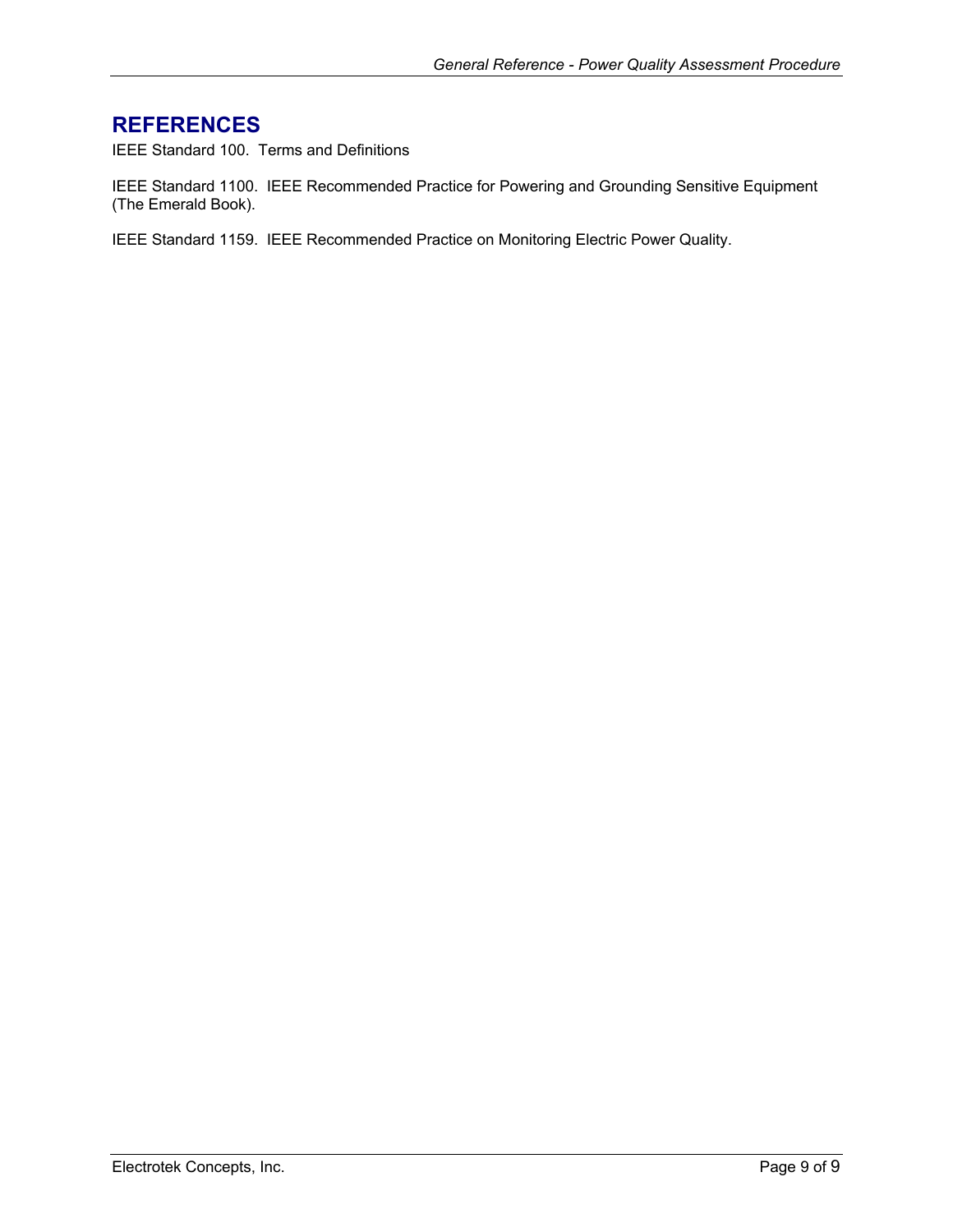## REFERENCES

IEEE Standard 100. Terms and Definitions

IEEE Standard 1100. IEEE Recommended Practice for Powering and Grounding Sensitive Equipment (The Emerald Book).

IEEE Standard 1159. IEEE Recommended Practice on Monitoring Electric Power Quality.